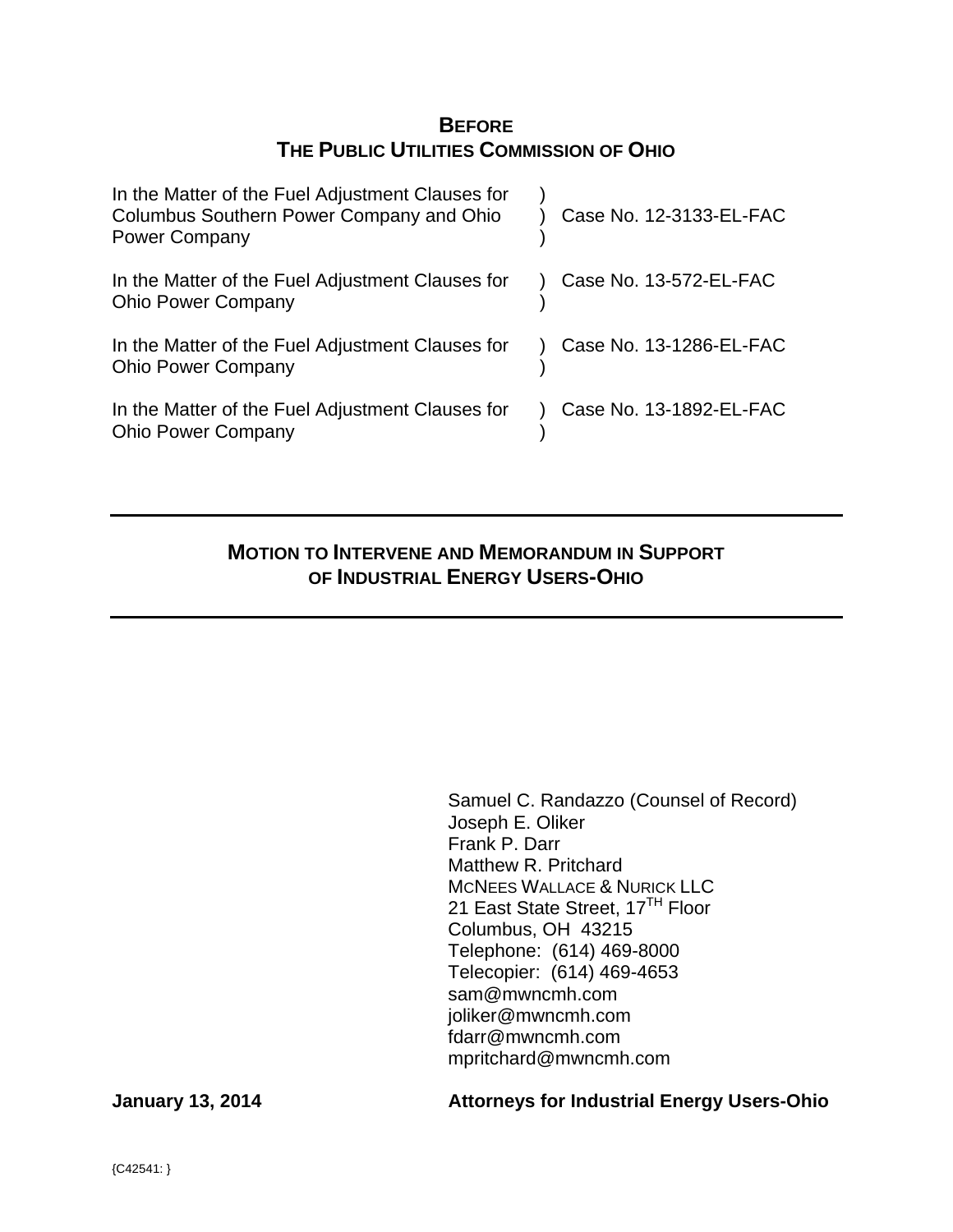**BEFORE**
**THE PUBLIC UTILITIES COMMISSION OF OHIO**

| | | |
|---|---|---|
| In the Matter of the Fuel Adjustment Clauses for Columbus Southern Power Company and Ohio Power Company | ) ) ) | Case No. 12-3133-EL-FAC |
| In the Matter of the Fuel Adjustment Clauses for Ohio Power Company | ) ) | Case No. 13-572-EL-FAC |
| In the Matter of the Fuel Adjustment Clauses for Ohio Power Company | ) ) | Case No. 13-1286-EL-FAC |
| In the Matter of the Fuel Adjustment Clauses for Ohio Power Company | ) ) | Case No. 13-1892-EL-FAC |

---

**MOTION TO INTERVENE AND MEMORANDUM IN SUPPORT OF INDUSTRIAL ENERGY USERS-OHIO**

---

Samuel C. Randazzo (Counsel of Record)
Joseph E. Oliker
Frank P. Darr
Matthew R. Pritchard
MCNEES WALLACE & NURICK LLC
21 East State Street, 17TH Floor
Columbus, OH 43215
Telephone: (614) 469-8000
Telecopier: (614) 469-4653
sam@mwncmh.com
joliker@mwncmh.com
fdarr@mwncmh.com
mpritchard@mwncmh.com

**January 13, 2014** **Attorneys for Industrial Energy Users-Ohio**

{C42541: }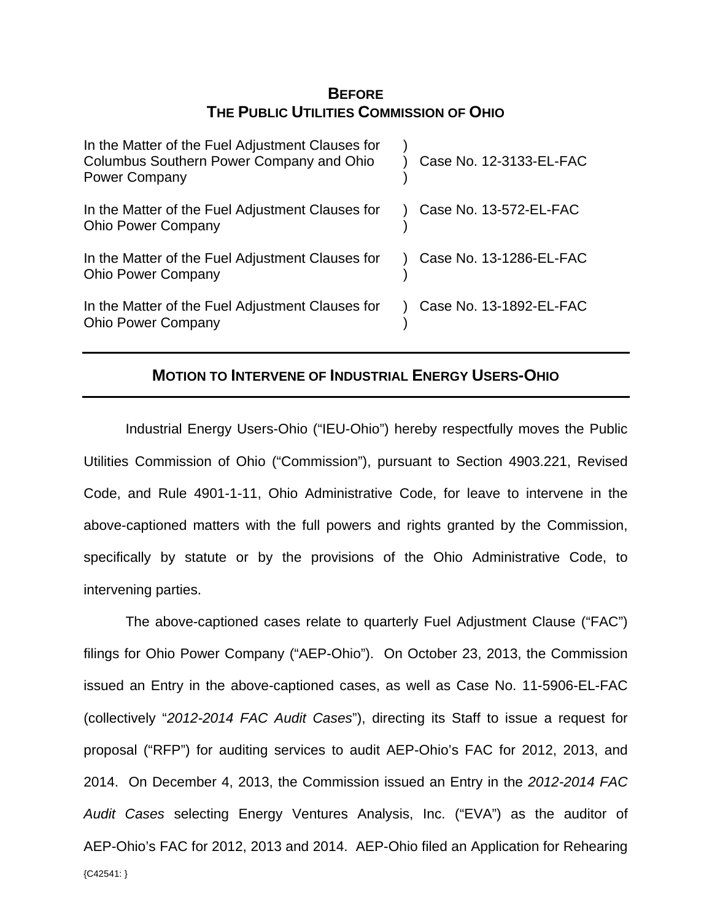**BEFORE**
**THE PUBLIC UTILITIES COMMISSION OF OHIO**

| | | |
|---|---|---|
| In the Matter of the Fuel Adjustment Clauses for Columbus Southern Power Company and Ohio Power Company | ) ) ) | Case No. 12-3133-EL-FAC |
| In the Matter of the Fuel Adjustment Clauses for Ohio Power Company | ) ) | Case No. 13-572-EL-FAC |
| In the Matter of the Fuel Adjustment Clauses for Ohio Power Company | ) ) | Case No. 13-1286-EL-FAC |
| In the Matter of the Fuel Adjustment Clauses for Ohio Power Company | ) ) | Case No. 13-1892-EL-FAC |

---

**MOTION TO INTERVENE OF INDUSTRIAL ENERGY USERS-OHIO**

---

Industrial Energy Users-Ohio ("IEU-Ohio") hereby respectfully moves the Public Utilities Commission of Ohio ("Commission"), pursuant to Section 4903.221, Revised Code, and Rule 4901-1-11, Ohio Administrative Code, for leave to intervene in the above-captioned matters with the full powers and rights granted by the Commission, specifically by statute or by the provisions of the Ohio Administrative Code, to intervening parties.

The above-captioned cases relate to quarterly Fuel Adjustment Clause ("FAC") filings for Ohio Power Company ("AEP-Ohio"). On October 23, 2013, the Commission issued an Entry in the above-captioned cases, as well as Case No. 11-5906-EL-FAC (collectively "*2012-2014 FAC Audit Cases*"), directing its Staff to issue a request for proposal ("RFP") for auditing services to audit AEP-Ohio's FAC for 2012, 2013, and 2014. On December 4, 2013, the Commission issued an Entry in the *2012-2014 FAC Audit Cases* selecting Energy Ventures Analysis, Inc. ("EVA") as the auditor of AEP-Ohio's FAC for 2012, 2013 and 2014. AEP-Ohio filed an Application for Rehearing

{C42541: }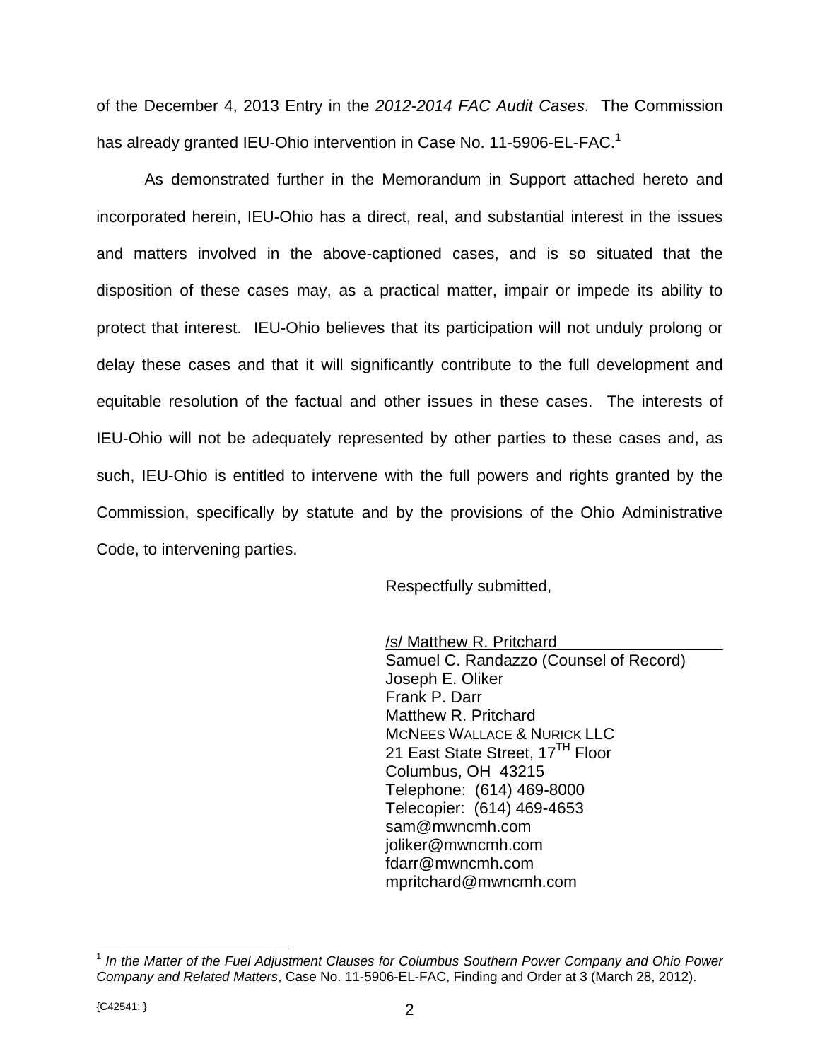of the December 4, 2013 Entry in the *2012-2014 FAC Audit Cases*. The Commission has already granted IEU-Ohio intervention in Case No. 11-5906-EL-FAC.[1]

As demonstrated further in the Memorandum in Support attached hereto and incorporated herein, IEU-Ohio has a direct, real, and substantial interest in the issues and matters involved in the above-captioned cases, and is so situated that the disposition of these cases may, as a practical matter, impair or impede its ability to protect that interest. IEU-Ohio believes that its participation will not unduly prolong or delay these cases and that it will significantly contribute to the full development and equitable resolution of the factual and other issues in these cases. The interests of IEU-Ohio will not be adequately represented by other parties to these cases and, as such, IEU-Ohio is entitled to intervene with the full powers and rights granted by the Commission, specifically by statute and by the provisions of the Ohio Administrative Code, to intervening parties.

Respectfully submitted,

/s/ Matthew R. Pritchard
Samuel C. Randazzo (Counsel of Record)
Joseph E. Oliker
Frank P. Darr
Matthew R. Pritchard
McNees Wallace & Nurick LLC
21 East State Street, 17TH Floor
Columbus, OH 43215
Telephone: (614) 469-8000
Telecopier: (614) 469-4653
sam@mwncmh.com
joliker@mwncmh.com
fdarr@mwncmh.com
mpritchard@mwncmh.com

---

[1] *In the Matter of the Fuel Adjustment Clauses for Columbus Southern Power Company and Ohio Power Company and Related Matters*, Case No. 11-5906-EL-FAC, Finding and Order at 3 (March 28, 2012).

{C42541: }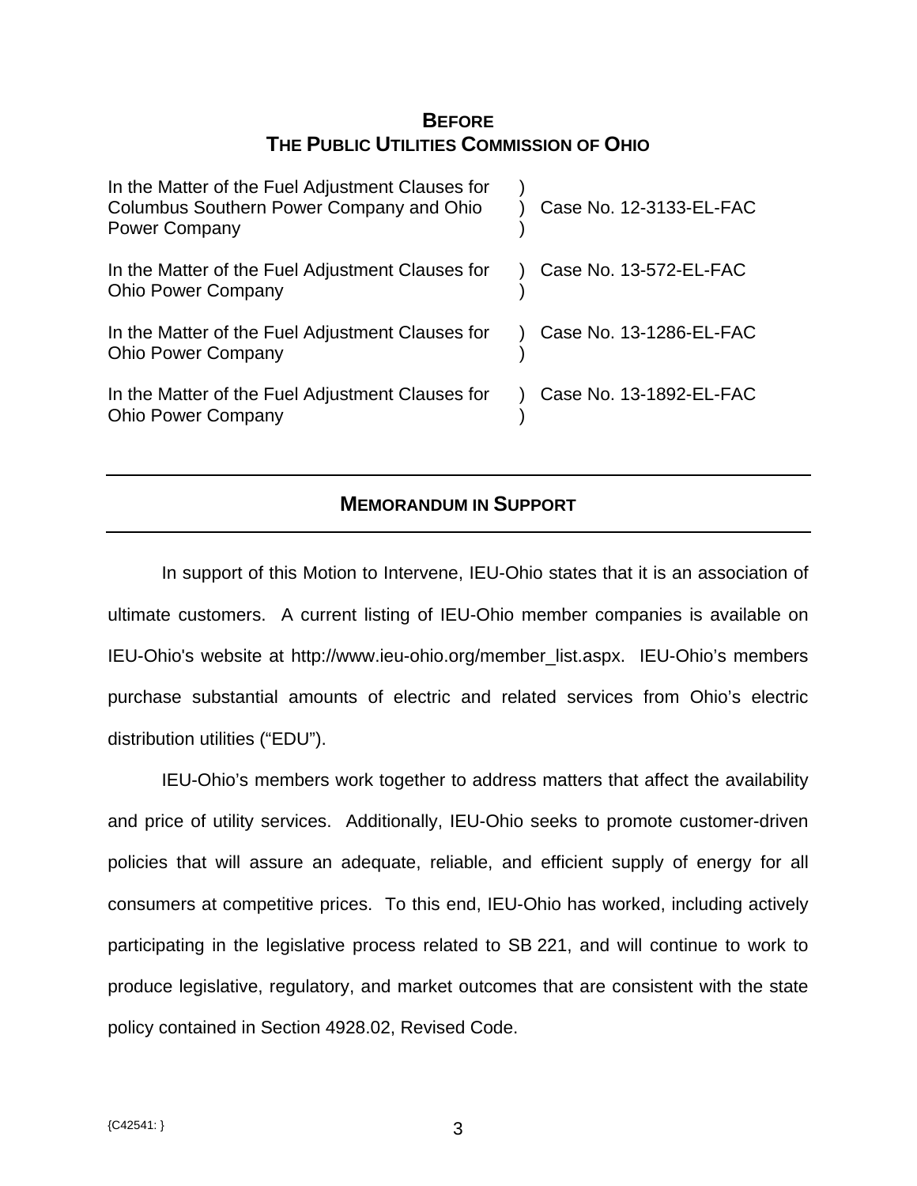# BEFORE
# THE PUBLIC UTILITIES COMMISSION OF OHIO

| | | |
|---|---|---|
| In the Matter of the Fuel Adjustment Clauses for Columbus Southern Power Company and Ohio Power Company | ) ) ) | Case No. 12-3133-EL-FAC |
| In the Matter of the Fuel Adjustment Clauses for Ohio Power Company | ) ) | Case No. 13-572-EL-FAC |
| In the Matter of the Fuel Adjustment Clauses for Ohio Power Company | ) ) | Case No. 13-1286-EL-FAC |
| In the Matter of the Fuel Adjustment Clauses for Ohio Power Company | ) ) | Case No. 13-1892-EL-FAC |

---

## MEMORANDUM IN SUPPORT

---

In support of this Motion to Intervene, IEU-Ohio states that it is an association of ultimate customers. A current listing of IEU-Ohio member companies is available on IEU-Ohio's website at http://www.ieu-ohio.org/member_list.aspx. IEU-Ohio's members purchase substantial amounts of electric and related services from Ohio's electric distribution utilities ("EDU").

IEU-Ohio's members work together to address matters that affect the availability and price of utility services. Additionally, IEU-Ohio seeks to promote customer-driven policies that will assure an adequate, reliable, and efficient supply of energy for all consumers at competitive prices. To this end, IEU-Ohio has worked, including actively participating in the legislative process related to SB 221, and will continue to work to produce legislative, regulatory, and market outcomes that are consistent with the state policy contained in Section 4928.02, Revised Code.

{C42541: }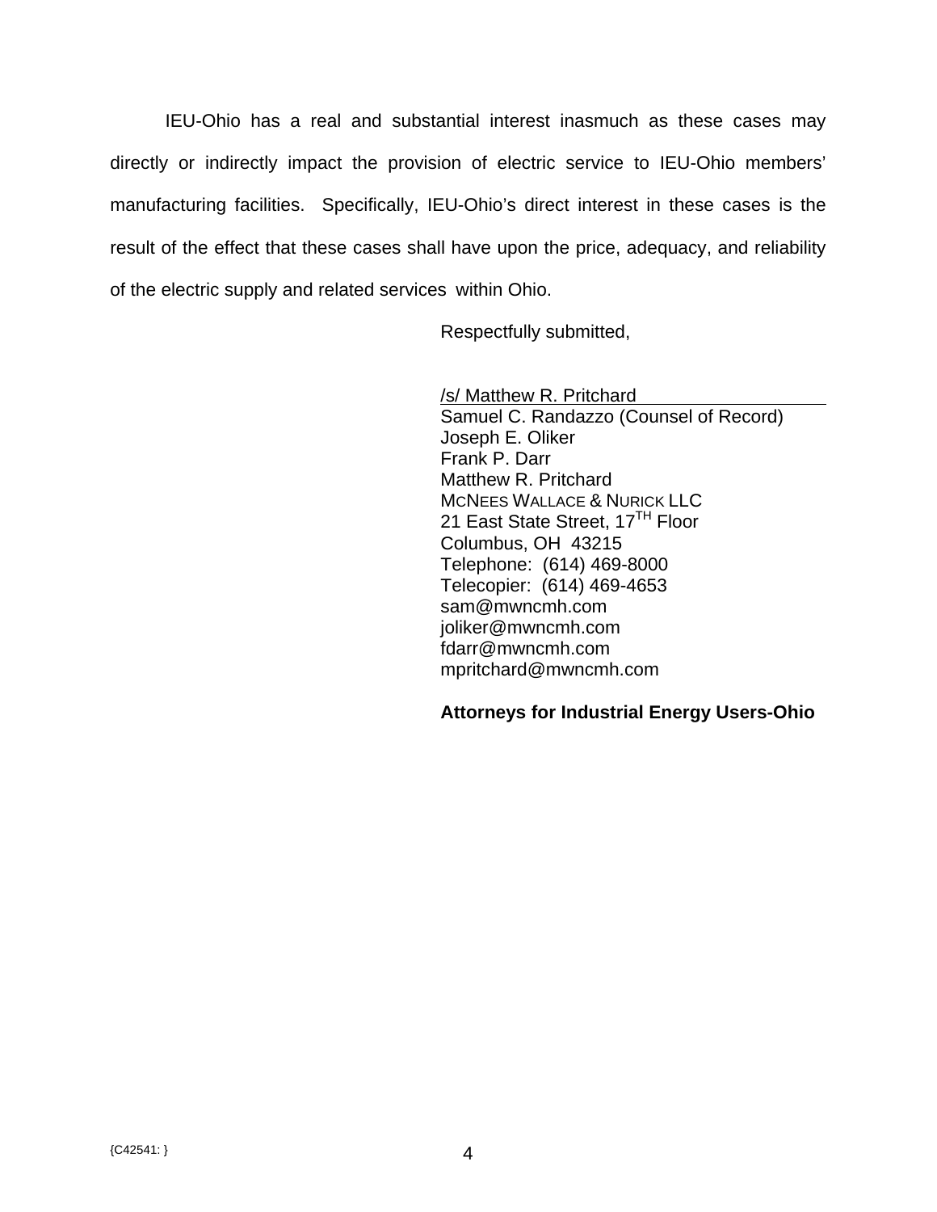IEU-Ohio has a real and substantial interest inasmuch as these cases may directly or indirectly impact the provision of electric service to IEU-Ohio members' manufacturing facilities. Specifically, IEU-Ohio's direct interest in these cases is the result of the effect that these cases shall have upon the price, adequacy, and reliability of the electric supply and related services within Ohio.

Respectfully submitted,

/s/ Matthew R. Pritchard
Samuel C. Randazzo (Counsel of Record)
Joseph E. Oliker
Frank P. Darr
Matthew R. Pritchard
McNees Wallace & Nurick LLC
21 East State Street, 17TH Floor
Columbus, OH 43215
Telephone: (614) 469-8000
Telecopier: (614) 469-4653
sam@mwncmh.com
joliker@mwncmh.com
fdarr@mwncmh.com
mpritchard@mwncmh.com

**Attorneys for Industrial Energy Users-Ohio**

{C42541: }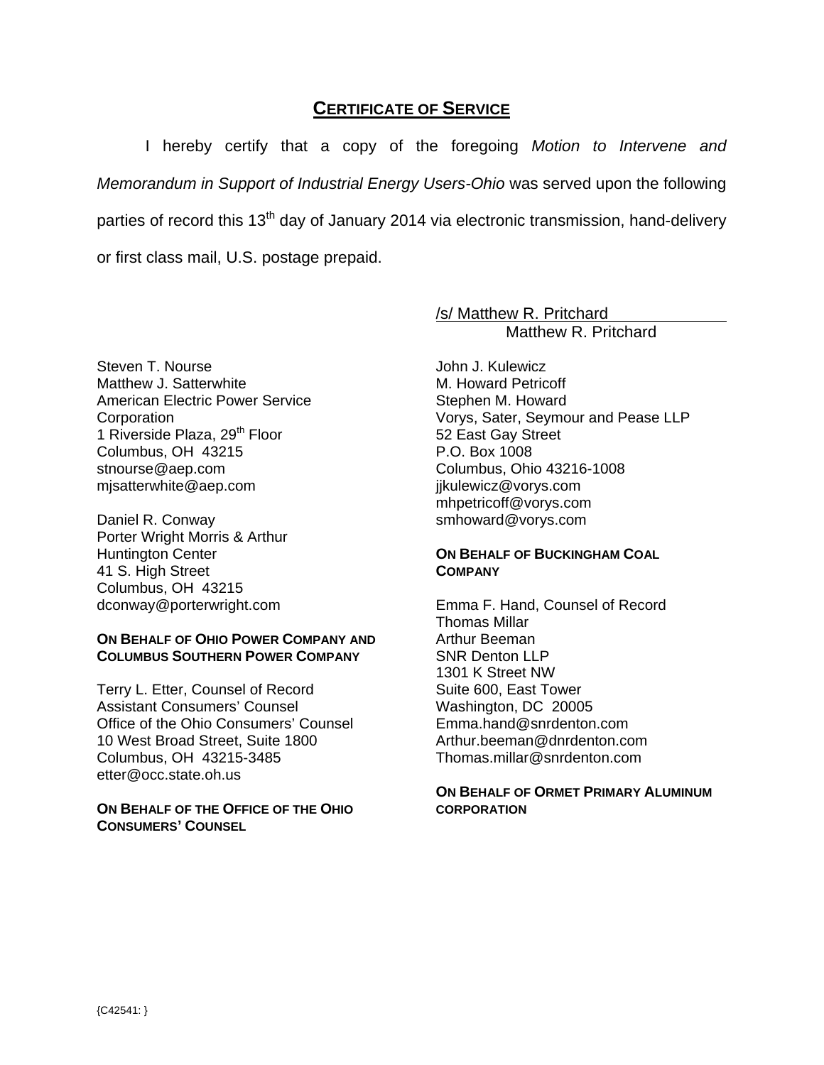# <u>**CERTIFICATE OF SERVICE**</u>

I hereby certify that a copy of the foregoing *Motion to Intervene and Memorandum in Support of Industrial Energy Users-Ohio* was served upon the following parties of record this 13th day of January 2014 via electronic transmission, hand-delivery or first class mail, U.S. postage prepaid.

<u>/s/ Matthew R. Pritchard</u>
Matthew R. Pritchard

Steven T. Nourse
Matthew J. Satterwhite
American Electric Power Service Corporation
1 Riverside Plaza, 29th Floor
Columbus, OH 43215
stnourse@aep.com
mjsatterwhite@aep.com

Daniel R. Conway
Porter Wright Morris & Arthur
Huntington Center
41 S. High Street
Columbus, OH 43215
dconway@porterwright.com

**ON BEHALF OF OHIO POWER COMPANY AND COLUMBUS SOUTHERN POWER COMPANY**

Terry L. Etter, Counsel of Record
Assistant Consumers' Counsel
Office of the Ohio Consumers' Counsel
10 West Broad Street, Suite 1800
Columbus, OH 43215-3485
etter@occ.state.oh.us

**ON BEHALF OF THE OFFICE OF THE OHIO CONSUMERS' COUNSEL**

John J. Kulewicz
M. Howard Petricoff
Stephen M. Howard
Vorys, Sater, Seymour and Pease LLP
52 East Gay Street
P.O. Box 1008
Columbus, Ohio 43216-1008
jjkulewicz@vorys.com
mhpetricoff@vorys.com
smhoward@vorys.com

**ON BEHALF OF BUCKINGHAM COAL COMPANY**

Emma F. Hand, Counsel of Record
Thomas Millar
Arthur Beeman
SNR Denton LLP
1301 K Street NW
Suite 600, East Tower
Washington, DC 20005
Emma.hand@snrdenton.com
Arthur.beeman@dnrdenton.com
Thomas.millar@snrdenton.com

**ON BEHALF OF ORMET PRIMARY ALUMINUM CORPORATION**

{C42541: }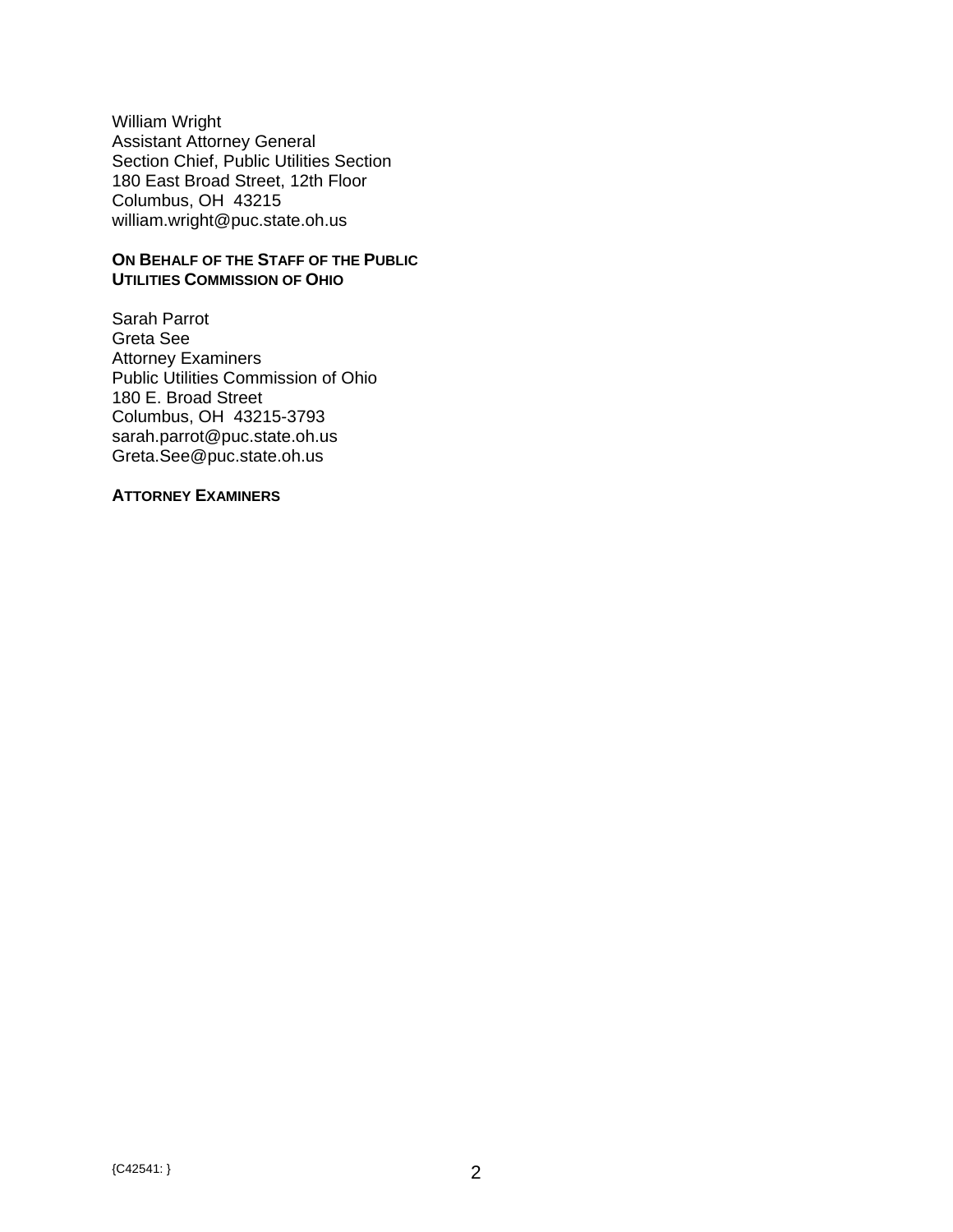William Wright
Assistant Attorney General
Section Chief, Public Utilities Section
180 East Broad Street, 12th Floor
Columbus, OH 43215
william.wright@puc.state.oh.us

**ON BEHALF OF THE STAFF OF THE PUBLIC UTILITIES COMMISSION OF OHIO**

Sarah Parrot
Greta See
Attorney Examiners
Public Utilities Commission of Ohio
180 E. Broad Street
Columbus, OH 43215-3793
sarah.parrot@puc.state.oh.us
Greta.See@puc.state.oh.us

**ATTORNEY EXAMINERS**

{C42541: }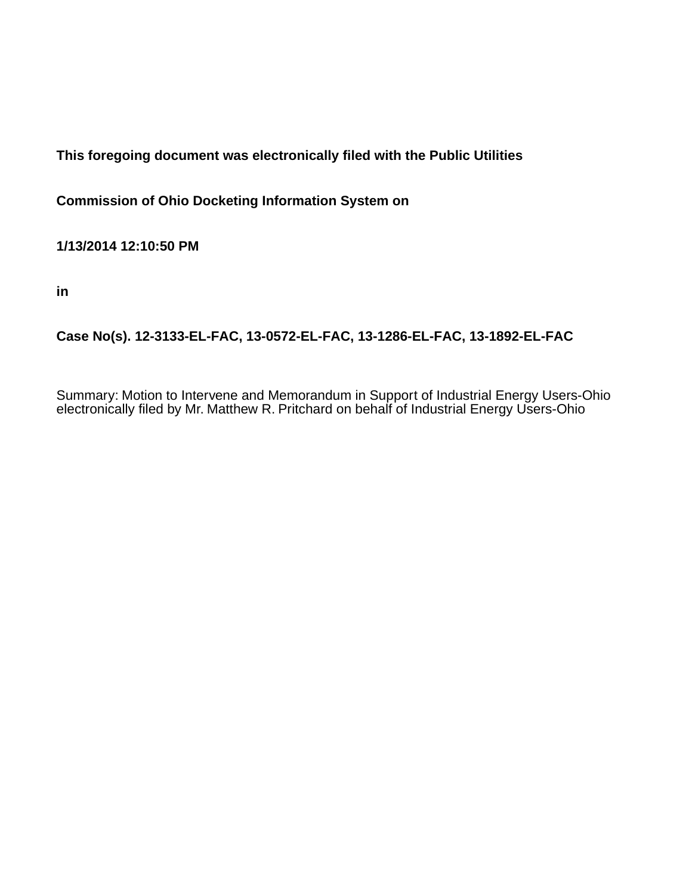**This foregoing document was electronically filed with the Public Utilities**

**Commission of Ohio Docketing Information System on**

**1/13/2014 12:10:50 PM**

**in**

**Case No(s). 12-3133-EL-FAC, 13-0572-EL-FAC, 13-1286-EL-FAC, 13-1892-EL-FAC**

Summary: Motion to Intervene and Memorandum in Support of Industrial Energy Users-Ohio electronically filed by Mr. Matthew R. Pritchard on behalf of Industrial Energy Users-Ohio